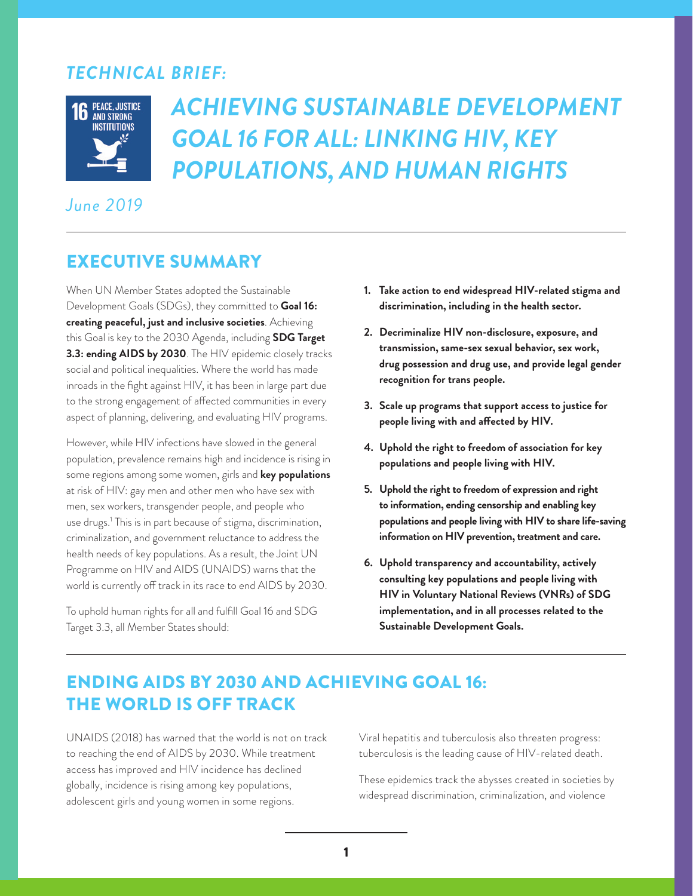*TECHNICAL BRIEF:*

16 PEACE, JUSTICE AND STRONG INSTITUTIONS

# *ACHIEVING SUSTAINABLE DEVELOPMENT GOAL 16 FOR ALL: LINKING HIV, KEY POPULATIONS, AND HUMAN RIGHTS*

*June 2019*

## EXECUTIVE SUMMARY

When UN Member States adopted the Sustainable Development Goals (SDGs), they committed to **Goal 16: creating peaceful, just and inclusive societies**. Achieving this Goal is key to the 2030 Agenda, including **SDG Target 3.3: ending AIDS by 2030**. The HIV epidemic closely tracks social and political inequalities. Where the world has made inroads in the fight against HIV, it has been in large part due to the strong engagement of affected communities in every aspect of planning, delivering, and evaluating HIV programs.

However, while HIV infections have slowed in the general population, prevalence remains high and incidence is rising in some regions among some women, girls and **key populations** at risk of HIV: gay men and other men who have sex with men, sex workers, transgender people, and people who use drugs.[1] This is in part because of stigma, discrimination, criminalization, and government reluctance to address the health needs of key populations. As a result, the Joint UN Programme on HIV and AIDS (UNAIDS) warns that the world is currently off track in its race to end AIDS by 2030.

To uphold human rights for all and fulfill Goal 16 and SDG Target 3.3, all Member States should:

1. **Take action to end widespread HIV-related stigma and discrimination, including in the health sector.**
2. **Decriminalize HIV non-disclosure, exposure, and transmission, same-sex sexual behavior, sex work, drug possession and drug use, and provide legal gender recognition for trans people.**
3. **Scale up programs that support access to justice for people living with and affected by HIV.**
4. **Uphold the right to freedom of association for key populations and people living with HIV.**
5. **Uphold the right to freedom of expression and right to information, ending censorship and enabling key populations and people living with HIV to share life-saving information on HIV prevention, treatment and care.**
6. **Uphold transparency and accountability, actively consulting key populations and people living with HIV in Voluntary National Reviews (VNRs) of SDG implementation, and in all processes related to the Sustainable Development Goals.**

## ENDING AIDS BY 2030 AND ACHIEVING GOAL 16: THE WORLD IS OFF TRACK

UNAIDS (2018) has warned that the world is not on track to reaching the end of AIDS by 2030. While treatment access has improved and HIV incidence has declined globally, incidence is rising among key populations, adolescent girls and young women in some regions.

Viral hepatitis and tuberculosis also threaten progress: tuberculosis is the leading cause of HIV-related death.

These epidemics track the abysses created in societies by widespread discrimination, criminalization, and violence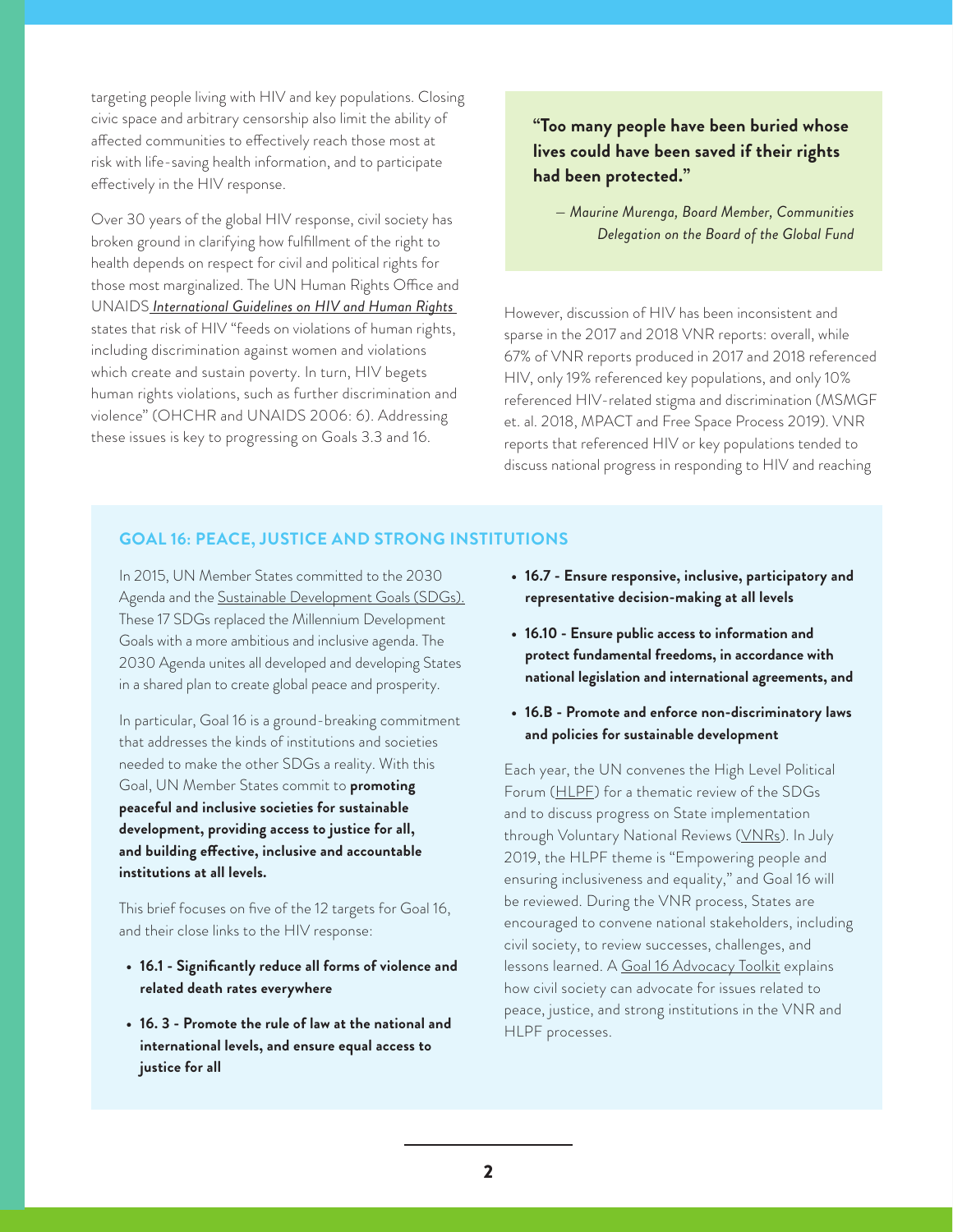targeting people living with HIV and key populations. Closing civic space and arbitrary censorship also limit the ability of affected communities to effectively reach those most at risk with life-saving health information, and to participate effectively in the HIV response.

Over 30 years of the global HIV response, civil society has broken ground in clarifying how fulfillment of the right to health depends on respect for civil and political rights for those most marginalized. The UN Human Rights Office and UNAIDS *International Guidelines on HIV and Human Rights* states that risk of HIV "feeds on violations of human rights, including discrimination against women and violations which create and sustain poverty. In turn, HIV begets human rights violations, such as further discrimination and violence" (OHCHR and UNAIDS 2006: 6). Addressing these issues is key to progressing on Goals 3.3 and 16.

> **"Too many people have been buried whose lives could have been saved if their rights had been protected."**
>
> *– Maurine Murenga, Board Member, Communities Delegation on the Board of the Global Fund*

However, discussion of HIV has been inconsistent and sparse in the 2017 and 2018 VNR reports: overall, while 67% of VNR reports produced in 2017 and 2018 referenced HIV, only 19% referenced key populations, and only 10% referenced HIV-related stigma and discrimination (MSMGF et. al. 2018, MPACT and Free Space Process 2019). VNR reports that referenced HIV or key populations tended to discuss national progress in responding to HIV and reaching

## GOAL 16: PEACE, JUSTICE AND STRONG INSTITUTIONS

In 2015, UN Member States committed to the 2030 Agenda and the Sustainable Development Goals (SDGs). These 17 SDGs replaced the Millennium Development Goals with a more ambitious and inclusive agenda. The 2030 Agenda unites all developed and developing States in a shared plan to create global peace and prosperity.

In particular, Goal 16 is a ground-breaking commitment that addresses the kinds of institutions and societies needed to make the other SDGs a reality. With this Goal, UN Member States commit to **promoting peaceful and inclusive societies for sustainable development, providing access to justice for all, and building effective, inclusive and accountable institutions at all levels.**

This brief focuses on five of the 12 targets for Goal 16, and their close links to the HIV response:

- **16.1 - Significantly reduce all forms of violence and related death rates everywhere**
- **16. 3 - Promote the rule of law at the national and international levels, and ensure equal access to justice for all**
- **16.7 - Ensure responsive, inclusive, participatory and representative decision-making at all levels**
- **16.10 - Ensure public access to information and protect fundamental freedoms, in accordance with national legislation and international agreements, and**
- **16.B - Promote and enforce non-discriminatory laws and policies for sustainable development**

Each year, the UN convenes the High Level Political Forum (HLPF) for a thematic review of the SDGs and to discuss progress on State implementation through Voluntary National Reviews (VNRs). In July 2019, the HLPF theme is "Empowering people and ensuring inclusiveness and equality," and Goal 16 will be reviewed. During the VNR process, States are encouraged to convene national stakeholders, including civil society, to review successes, challenges, and lessons learned. A Goal 16 Advocacy Toolkit explains how civil society can advocate for issues related to peace, justice, and strong institutions in the VNR and HLPF processes.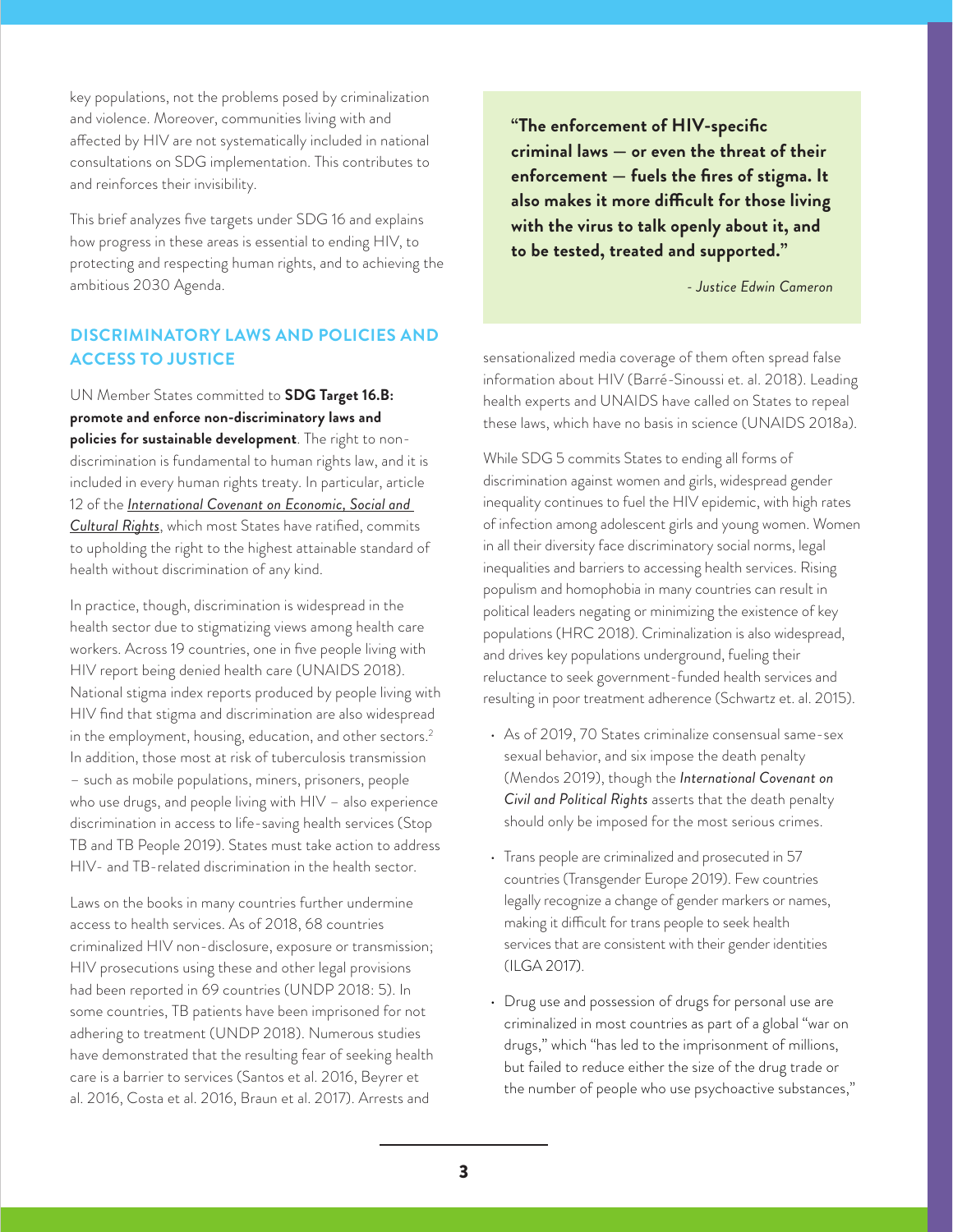key populations, not the problems posed by criminalization and violence. Moreover, communities living with and affected by HIV are not systematically included in national consultations on SDG implementation. This contributes to and reinforces their invisibility.

This brief analyzes five targets under SDG 16 and explains how progress in these areas is essential to ending HIV, to protecting and respecting human rights, and to achieving the ambitious 2030 Agenda.

## DISCRIMINATORY LAWS AND POLICIES AND ACCESS TO JUSTICE

UN Member States committed to **SDG Target 16.B: promote and enforce non-discriminatory laws and policies for sustainable development**. The right to non-discrimination is fundamental to human rights law, and it is included in every human rights treaty. In particular, article 12 of the *International Covenant on Economic, Social and Cultural Rights*, which most States have ratified, commits to upholding the right to the highest attainable standard of health without discrimination of any kind.

In practice, though, discrimination is widespread in the health sector due to stigmatizing views among health care workers. Across 19 countries, one in five people living with HIV report being denied health care (UNAIDS 2018). National stigma index reports produced by people living with HIV find that stigma and discrimination are also widespread in the employment, housing, education, and other sectors.[2] In addition, those most at risk of tuberculosis transmission – such as mobile populations, miners, prisoners, people who use drugs, and people living with HIV – also experience discrimination in access to life-saving health services (Stop TB and TB People 2019). States must take action to address HIV- and TB-related discrimination in the health sector.

Laws on the books in many countries further undermine access to health services. As of 2018, 68 countries criminalized HIV non-disclosure, exposure or transmission; HIV prosecutions using these and other legal provisions had been reported in 69 countries (UNDP 2018: 5). In some countries, TB patients have been imprisoned for not adhering to treatment (UNDP 2018). Numerous studies have demonstrated that the resulting fear of seeking health care is a barrier to services (Santos et al. 2016, Beyrer et al. 2016, Costa et al. 2016, Braun et al. 2017). Arrests and sensationalized media coverage of them often spread false information about HIV (Barré-Sinoussi et. al. 2018). Leading health experts and UNAIDS have called on States to repeal these laws, which have no basis in science (UNAIDS 2018a).

> **"The enforcement of HIV-specific criminal laws — or even the threat of their enforcement — fuels the fires of stigma. It also makes it more difficult for those living with the virus to talk openly about it, and to be tested, treated and supported."**
>
> *- Justice Edwin Cameron*

While SDG 5 commits States to ending all forms of discrimination against women and girls, widespread gender inequality continues to fuel the HIV epidemic, with high rates of infection among adolescent girls and young women. Women in all their diversity face discriminatory social norms, legal inequalities and barriers to accessing health services. Rising populism and homophobia in many countries can result in political leaders negating or minimizing the existence of key populations (HRC 2018). Criminalization is also widespread, and drives key populations underground, fueling their reluctance to seek government-funded health services and resulting in poor treatment adherence (Schwartz et. al. 2015).

- As of 2019, 70 States criminalize consensual same-sex sexual behavior, and six impose the death penalty (Mendos 2019), though the *International Covenant on Civil and Political Rights* asserts that the death penalty should only be imposed for the most serious crimes.
- Trans people are criminalized and prosecuted in 57 countries (Transgender Europe 2019). Few countries legally recognize a change of gender markers or names, making it difficult for trans people to seek health services that are consistent with their gender identities (ILGA 2017).
- Drug use and possession of drugs for personal use are criminalized in most countries as part of a global "war on drugs," which "has led to the imprisonment of millions, but failed to reduce either the size of the drug trade or the number of people who use psychoactive substances,"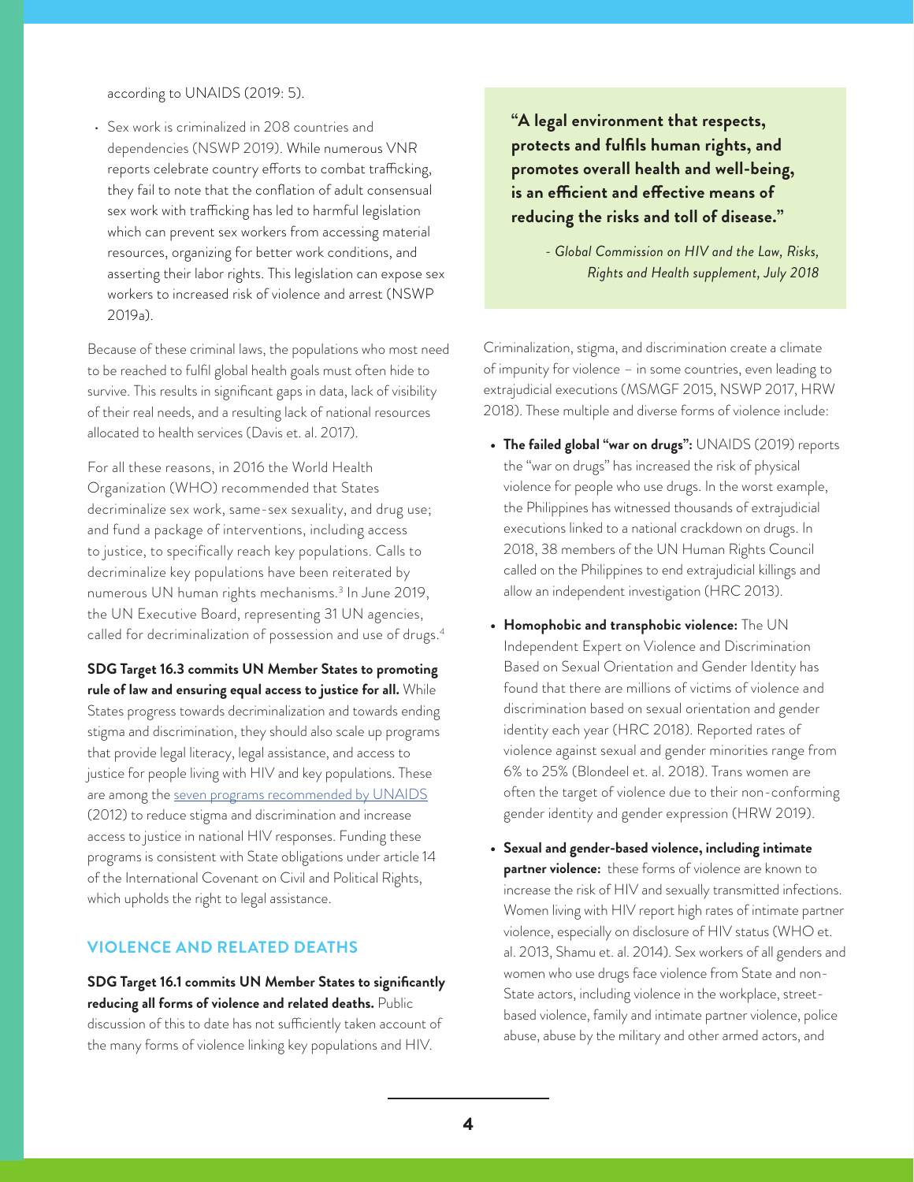according to UNAIDS (2019: 5).

- Sex work is criminalized in 208 countries and dependencies (NSWP 2019). While numerous VNR reports celebrate country efforts to combat trafficking, they fail to note that the conflation of adult consensual sex work with trafficking has led to harmful legislation which can prevent sex workers from accessing material resources, organizing for better work conditions, and asserting their labor rights. This legislation can expose sex workers to increased risk of violence and arrest (NSWP 2019a).

Because of these criminal laws, the populations who most need to be reached to fulfil global health goals must often hide to survive. This results in significant gaps in data, lack of visibility of their real needs, and a resulting lack of national resources allocated to health services (Davis et. al. 2017).

For all these reasons, in 2016 the World Health Organization (WHO) recommended that States decriminalize sex work, same-sex sexuality, and drug use; and fund a package of interventions, including access to justice, to specifically reach key populations. Calls to decriminalize key populations have been reiterated by numerous UN human rights mechanisms.[3] In June 2019, the UN Executive Board, representing 31 UN agencies, called for decriminalization of possession and use of drugs.[4]

**SDG Target 16.3 commits UN Member States to promoting rule of law and ensuring equal access to justice for all.** While States progress towards decriminalization and towards ending stigma and discrimination, they should also scale up programs that provide legal literacy, legal assistance, and access to justice for people living with HIV and key populations. These are among the seven programs recommended by UNAIDS (2012) to reduce stigma and discrimination and increase access to justice in national HIV responses. Funding these programs is consistent with State obligations under article 14 of the International Covenant on Civil and Political Rights, which upholds the right to legal assistance.

## VIOLENCE AND RELATED DEATHS

**SDG Target 16.1 commits UN Member States to significantly reducing all forms of violence and related deaths.** Public discussion of this to date has not sufficiently taken account of the many forms of violence linking key populations and HIV.

> **"A legal environment that respects, protects and fulfils human rights, and promotes overall health and well-being, is an efficient and effective means of reducing the risks and toll of disease."**
>
> *- Global Commission on HIV and the Law, Risks, Rights and Health supplement, July 2018*

Criminalization, stigma, and discrimination create a climate of impunity for violence – in some countries, even leading to extrajudicial executions (MSMGF 2015, NSWP 2017, HRW 2018). These multiple and diverse forms of violence include:

- **The failed global "war on drugs":** UNAIDS (2019) reports the "war on drugs" has increased the risk of physical violence for people who use drugs. In the worst example, the Philippines has witnessed thousands of extrajudicial executions linked to a national crackdown on drugs. In 2018, 38 members of the UN Human Rights Council called on the Philippines to end extrajudicial killings and allow an independent investigation (HRC 2013).
- **Homophobic and transphobic violence:** The UN Independent Expert on Violence and Discrimination Based on Sexual Orientation and Gender Identity has found that there are millions of victims of violence and discrimination based on sexual orientation and gender identity each year (HRC 2018). Reported rates of violence against sexual and gender minorities range from 6% to 25% (Blondeel et. al. 2018). Trans women are often the target of violence due to their non-conforming gender identity and gender expression (HRW 2019).
- **Sexual and gender-based violence, including intimate partner violence:** these forms of violence are known to increase the risk of HIV and sexually transmitted infections. Women living with HIV report high rates of intimate partner violence, especially on disclosure of HIV status (WHO et. al. 2013, Shamu et. al. 2014). Sex workers of all genders and women who use drugs face violence from State and non-State actors, including violence in the workplace, street-based violence, family and intimate partner violence, police abuse, abuse by the military and other armed actors, and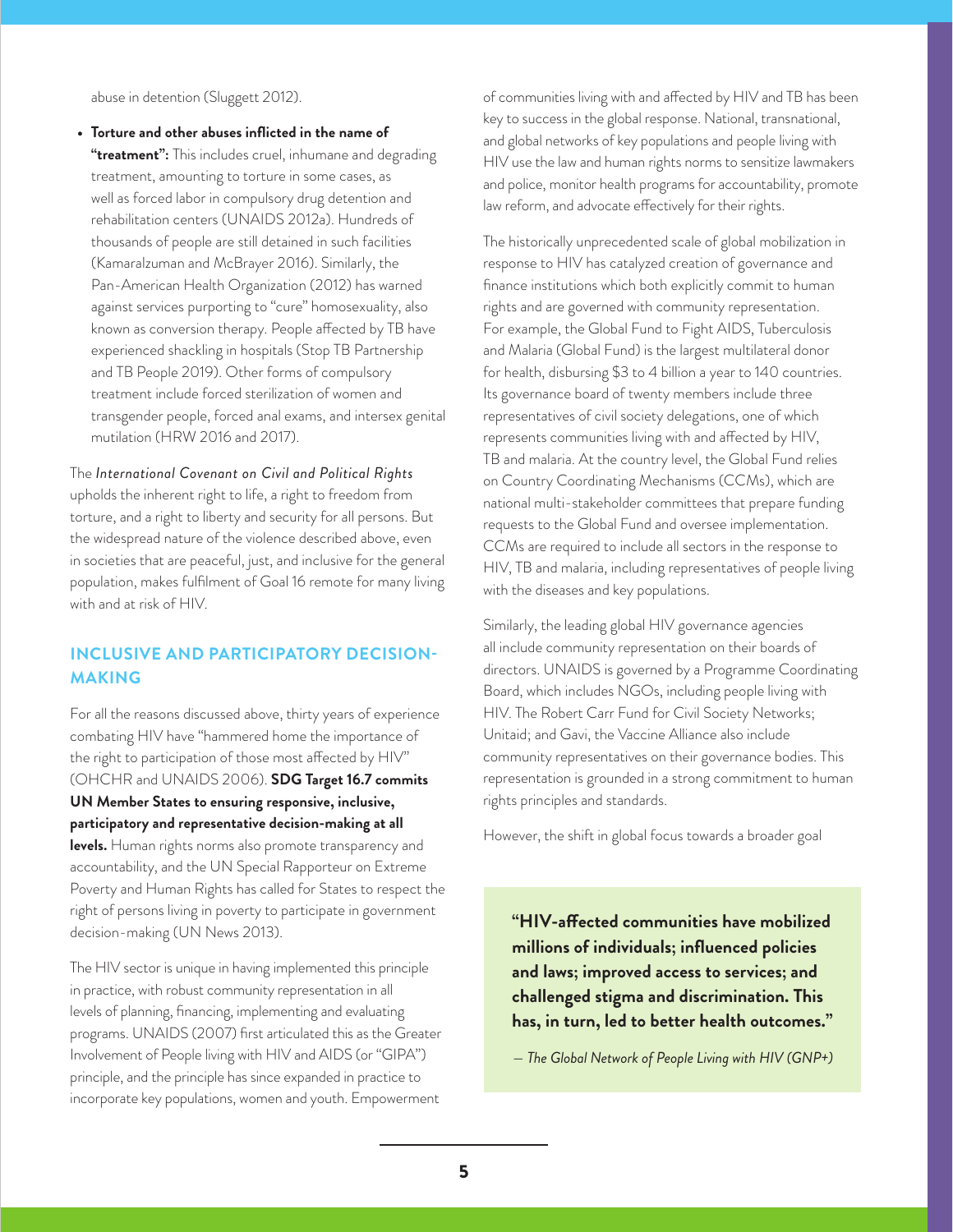abuse in detention (Sluggett 2012).

- **Torture and other abuses inflicted in the name of "treatment":** This includes cruel, inhumane and degrading treatment, amounting to torture in some cases, as well as forced labor in compulsory drug detention and rehabilitation centers (UNAIDS 2012a). Hundreds of thousands of people are still detained in such facilities (Kamaralzuman and McBrayer 2016). Similarly, the Pan-American Health Organization (2012) has warned against services purporting to "cure" homosexuality, also known as conversion therapy. People affected by TB have experienced shackling in hospitals (Stop TB Partnership and TB People 2019). Other forms of compulsory treatment include forced sterilization of women and transgender people, forced anal exams, and intersex genital mutilation (HRW 2016 and 2017).

The *International Covenant on Civil and Political Rights* upholds the inherent right to life, a right to freedom from torture, and a right to liberty and security for all persons. But the widespread nature of the violence described above, even in societies that are peaceful, just, and inclusive for the general population, makes fulfilment of Goal 16 remote for many living with and at risk of HIV.

## INCLUSIVE AND PARTICIPATORY DECISION-MAKING

For all the reasons discussed above, thirty years of experience combating HIV have "hammered home the importance of the right to participation of those most affected by HIV" (OHCHR and UNAIDS 2006). **SDG Target 16.7 commits UN Member States to ensuring responsive, inclusive, participatory and representative decision-making at all levels.** Human rights norms also promote transparency and accountability, and the UN Special Rapporteur on Extreme Poverty and Human Rights has called for States to respect the right of persons living in poverty to participate in government decision-making (UN News 2013).

The HIV sector is unique in having implemented this principle in practice, with robust community representation in all levels of planning, financing, implementing and evaluating programs. UNAIDS (2007) first articulated this as the Greater Involvement of People living with HIV and AIDS (or "GIPA") principle, and the principle has since expanded in practice to incorporate key populations, women and youth. Empowerment of communities living with and affected by HIV and TB has been key to success in the global response. National, transnational, and global networks of key populations and people living with HIV use the law and human rights norms to sensitize lawmakers and police, monitor health programs for accountability, promote law reform, and advocate effectively for their rights.

The historically unprecedented scale of global mobilization in response to HIV has catalyzed creation of governance and finance institutions which both explicitly commit to human rights and are governed with community representation. For example, the Global Fund to Fight AIDS, Tuberculosis and Malaria (Global Fund) is the largest multilateral donor for health, disbursing $3 to 4 billion a year to 140 countries. Its governance board of twenty members include three representatives of civil society delegations, one of which represents communities living with and affected by HIV, TB and malaria. At the country level, the Global Fund relies on Country Coordinating Mechanisms (CCMs), which are national multi-stakeholder committees that prepare funding requests to the Global Fund and oversee implementation. CCMs are required to include all sectors in the response to HIV, TB and malaria, including representatives of people living with the diseases and key populations.

Similarly, the leading global HIV governance agencies all include community representation on their boards of directors. UNAIDS is governed by a Programme Coordinating Board, which includes NGOs, including people living with HIV. The Robert Carr Fund for Civil Society Networks; Unitaid; and Gavi, the Vaccine Alliance also include community representatives on their governance bodies. This representation is grounded in a strong commitment to human rights principles and standards.

However, the shift in global focus towards a broader goal

> **"HIV-affected communities have mobilized millions of individuals; influenced policies and laws; improved access to services; and challenged stigma and discrimination. This has, in turn, led to better health outcomes."**
>
> *— The Global Network of People Living with HIV (GNP+)*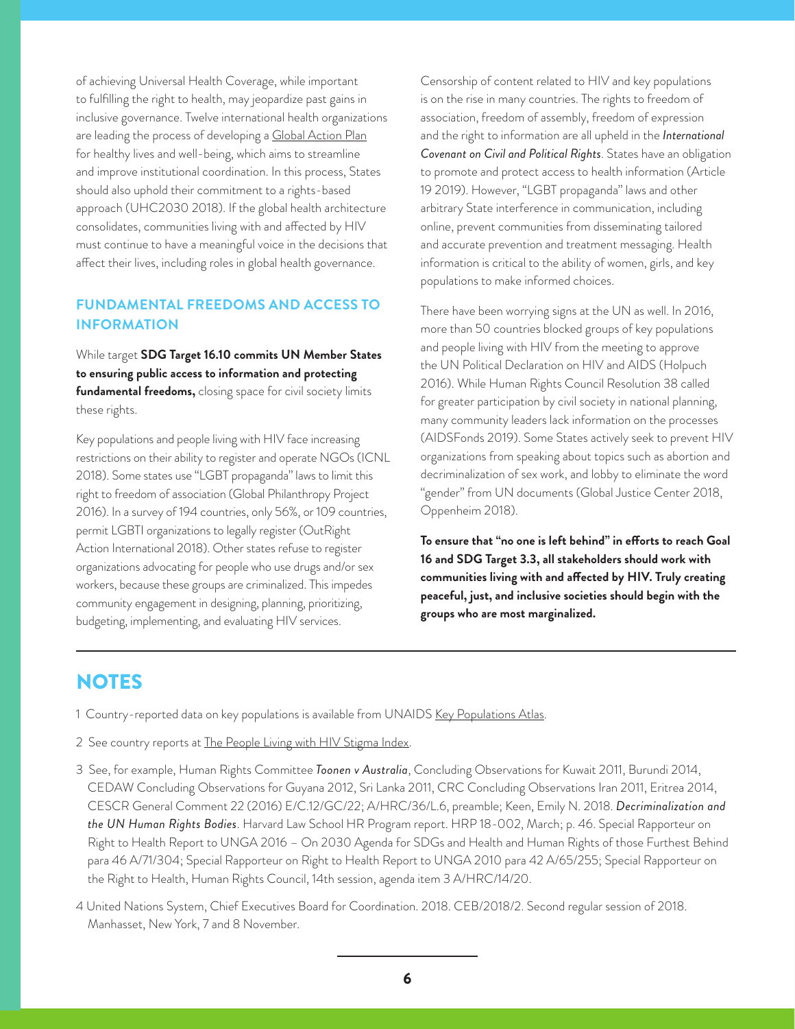of achieving Universal Health Coverage, while important to fulfilling the right to health, may jeopardize past gains in inclusive governance. Twelve international health organizations are leading the process of developing a Global Action Plan for healthy lives and well-being, which aims to streamline and improve institutional coordination. In this process, States should also uphold their commitment to a rights-based approach (UHC2030 2018). If the global health architecture consolidates, communities living with and affected by HIV must continue to have a meaningful voice in the decisions that affect their lives, including roles in global health governance.

### FUNDAMENTAL FREEDOMS AND ACCESS TO INFORMATION

While target **SDG Target 16.10 commits UN Member States to ensuring public access to information and protecting fundamental freedoms,** closing space for civil society limits these rights.

Key populations and people living with HIV face increasing restrictions on their ability to register and operate NGOs (ICNL 2018). Some states use "LGBT propaganda" laws to limit this right to freedom of association (Global Philanthropy Project 2016). In a survey of 194 countries, only 56%, or 109 countries, permit LGBTI organizations to legally register (OutRight Action International 2018). Other states refuse to register organizations advocating for people who use drugs and/or sex workers, because these groups are criminalized. This impedes community engagement in designing, planning, prioritizing, budgeting, implementing, and evaluating HIV services.

Censorship of content related to HIV and key populations is on the rise in many countries. The rights to freedom of association, freedom of assembly, freedom of expression and the right to information are all upheld in the *International Covenant on Civil and Political Rights*. States have an obligation to promote and protect access to health information (Article 19 2019). However, "LGBT propaganda" laws and other arbitrary State interference in communication, including online, prevent communities from disseminating tailored and accurate prevention and treatment messaging. Health information is critical to the ability of women, girls, and key populations to make informed choices.

There have been worrying signs at the UN as well. In 2016, more than 50 countries blocked groups of key populations and people living with HIV from the meeting to approve the UN Political Declaration on HIV and AIDS (Holpuch 2016). While Human Rights Council Resolution 38 called for greater participation by civil society in national planning, many community leaders lack information on the processes (AIDSFonds 2019). Some States actively seek to prevent HIV organizations from speaking about topics such as abortion and decriminalization of sex work, and lobby to eliminate the word "gender" from UN documents (Global Justice Center 2018, Oppenheim 2018).

**To ensure that "no one is left behind" in efforts to reach Goal 16 and SDG Target 3.3, all stakeholders should work with communities living with and affected by HIV. Truly creating peaceful, just, and inclusive societies should begin with the groups who are most marginalized.**

## NOTES

1 Country-reported data on key populations is available from UNAIDS Key Populations Atlas.

2 See country reports at The People Living with HIV Stigma Index.

3 See, for example, Human Rights Committee *Toonen v Australia*, Concluding Observations for Kuwait 2011, Burundi 2014, CEDAW Concluding Observations for Guyana 2012, Sri Lanka 2011, CRC Concluding Observations Iran 2011, Eritrea 2014, CESCR General Comment 22 (2016) E/C.12/GC/22; A/HRC/36/L.6, preamble; Keen, Emily N. 2018. *Decriminalization and the UN Human Rights Bodies*. Harvard Law School HR Program report. HRP 18-002, March; p. 46. Special Rapporteur on Right to Health Report to UNGA 2016 – On 2030 Agenda for SDGs and Health and Human Rights of those Furthest Behind para 46 A/71/304; Special Rapporteur on Right to Health Report to UNGA 2010 para 42 A/65/255; Special Rapporteur on the Right to Health, Human Rights Council, 14th session, agenda item 3 A/HRC/14/20.

4 United Nations System, Chief Executives Board for Coordination. 2018. CEB/2018/2. Second regular session of 2018. Manhasset, New York, 7 and 8 November.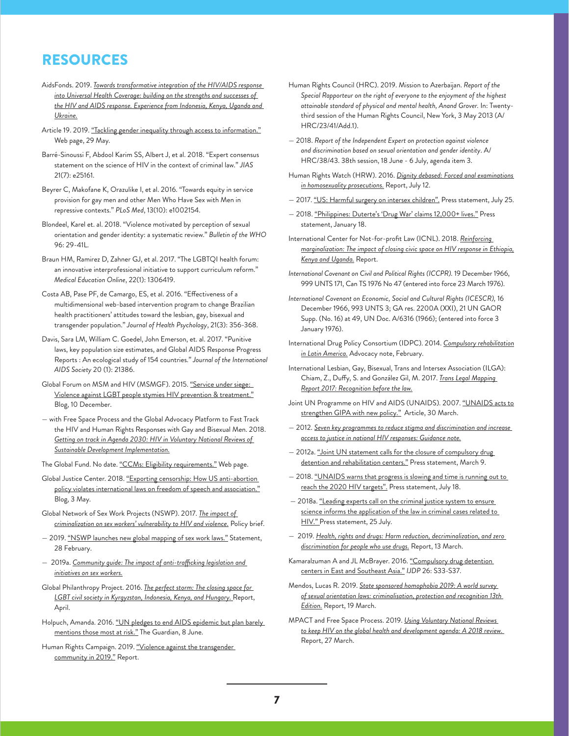# RESOURCES

AidsFonds. 2019. *Towards transformative integration of the HIV/AIDS response into Universal Health Coverage: building on the strengths and successes of the HIV and AIDS response. Experience from Indonesia, Kenya, Uganda and Ukraine.*

Article 19. 2019. "Tackling gender inequality through access to information." Web page, 29 May.

Barré-Sinoussi F, Abdool Karim SS, Albert J, et al. 2018. "Expert consensus statement on the science of HIV in the context of criminal law." *JIAS* 21(7): e25161.

Beyrer C, Makofane K, Orazulike I, et al. 2016. "Towards equity in service provision for gay men and other Men Who Have Sex with Men in repressive contexts." *PLoS Med*, 13(10): e1002154.

Blondeel, Karel et. al. 2018. "Violence motivated by perception of sexual orientation and gender identity: a systematic review." *Bulletin of the WHO* 96: 29-41L.

Braun HM, Ramirez D, Zahner GJ, et al. 2017. "The LGBTQI health forum: an innovative interprofessional initiative to support curriculum reform." *Medical Education Online*, 22(1): 1306419.

Costa AB, Pase PF, de Camargo, ES, et al. 2016. "Effectiveness of a multidimensional web-based intervention program to change Brazilian health practitioners' attitudes toward the lesbian, gay, bisexual and transgender population." *Journal of Health Psychology*, 21(3): 356-368.

Davis, Sara LM, William C. Goedel, John Emerson, et. al. 2017. "Punitive laws, key population size estimates, and Global AIDS Response Progress Reports : An ecological study of 154 countries." *Journal of the International AIDS Society* 20 (1): 21386.

Global Forum on MSM and HIV (MSMGF). 2015. "Service under siege: Violence against LGBT people stymies HIV prevention & treatment." Blog, 10 December.

— with Free Space Process and the Global Advocacy Platform to Fast Track the HIV and Human Rights Responses with Gay and Bisexual Men. 2018. *Getting on track in Agenda 2030: HIV in Voluntary National Reviews of Sustainable Development Implementation.*

The Global Fund. No date. "CCMs: Eligibility requirements." Web page.

Global Justice Center. 2018. "Exporting censorship: How US anti-abortion policy violates international laws on freedom of speech and association." Blog, 3 May.

Global Network of Sex Work Projects (NSWP). 2017. *The impact of criminalization on sex workers' vulnerability to HIV and violence.* Policy brief.

— 2019. "NSWP launches new global mapping of sex work laws." Statement, 28 February.

— 2019a. *Community guide: The impact of anti-trafficking legislation and initiatives on sex workers.*

Global Philanthropy Project. 2016. *The perfect storm: The closing space for LGBT civil society in Kyrgyzstan, Indonesia, Kenya, and Hungary.* Report, April.

Holpuch, Amanda. 2016. "UN pledges to end AIDS epidemic but plan barely mentions those most at risk." The Guardian, 8 June.

Human Rights Campaign. 2019. "Violence against the transgender community in 2019." Report.

Human Rights Council (HRC). 2019. Mission to Azerbaijan. *Report of the Special Rapporteur on the right of everyone to the enjoyment of the highest attainable standard of physical and mental health, Anand Grover.* In: Twenty-third session of the Human Rights Council, New York, 3 May 2013 (A/HRC/23/41/Add.1).

— 2018. *Report of the Independent Expert on protection against violence and discrimination based on sexual orientation and gender identity.* A/HRC/38/43. 38th session, 18 June - 6 July, agenda item 3.

Human Rights Watch (HRW). 2016. *Dignity debased: Forced anal examinations in homosexuality prosecutions.* Report, July 12.

— 2017. "US: Harmful surgery on intersex children". Press statement, July 25.

— 2018. "Philippines: Duterte's 'Drug War' claims 12,000+ lives." Press statement, January 18.

International Center for Not-for-profit Law (ICNL). 2018. *Reinforcing marginalization: The impact of closing civic space on HIV response in Ethiopia, Kenya and Uganda.* Report.

*International Covenant on Civil and Political Rights (ICCPR).* 19 December 1966, 999 UNTS 171, Can TS 1976 No 47 (entered into force 23 March 1976).

*International Covenant on Economic, Social and Cultural Rights (ICESCR),* 16 December 1966, 993 UNTS 3; GA res. 2200A (XXI), 21 UN GAOR Supp. (No. 16) at 49, UN Doc. A/6316 (1966); (entered into force 3 January 1976).

International Drug Policy Consortium (IDPC). 2014. *Compulsory rehabilitation in Latin America.* Advocacy note, February.

International Lesbian, Gay, Bisexual, Trans and Intersex Association (ILGA): Chiam, Z., Duffy, S. and González Gil, M. 2017. *Trans Legal Mapping Report 2017: Recognition before the law.*

Joint UN Programme on HIV and AIDS (UNAIDS). 2007. "UNAIDS acts to strengthen GIPA with new policy." Article, 30 March.

— 2012. *Seven key programmes to reduce stigma and discrimination and increase access to justice in national HIV responses: Guidance note.*

— 2012a. "Joint UN statement calls for the closure of compulsory drug detention and rehabilitation centers." Press statement, March 9.

— 2018. "UNAIDS warns that progress is slowing and time is running out to reach the 2020 HIV targets". Press statement, July 18.

— 2018a. "Leading experts call on the criminal justice system to ensure science informs the application of the law in criminal cases related to HIV." Press statement, 25 July.

— 2019. *Health, rights and drugs: Harm reduction, decriminalization, and zero discrimination for people who use drugs.* Report, 13 March.

Kamaralzuman A and JL McBrayer. 2016. "Compulsory drug detention centers in East and Southeast Asia." *IJDP* 26: S33-S37.

Mendos, Lucas R. 2019. *State sponsored homophobia 2019: A world survey of sexual orientation laws: criminalisation, protection and recognition 13th Edition.* Report, 19 March.

MPACT and Free Space Process. 2019. *Using Voluntary National Reviews to keep HIV on the global health and development agenda: A 2018 review.* Report, 27 March.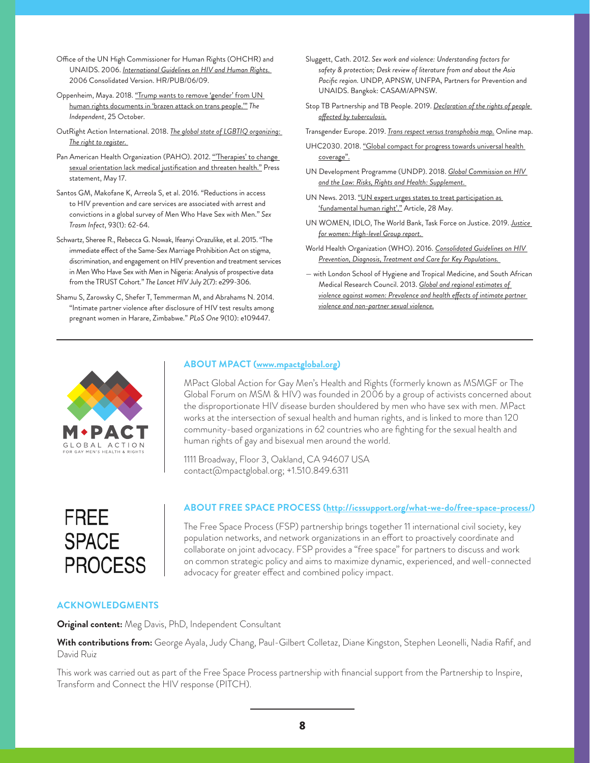Office of the UN High Commissioner for Human Rights (OHCHR) and UNAIDS. 2006. *International Guidelines on HIV and Human Rights.* 2006 Consolidated Version. HR/PUB/06/09.

Oppenheim, Maya. 2018. "Trump wants to remove 'gender' from UN human rights documents in 'brazen attack on trans people.'" *The Independent*, 25 October.

OutRight Action International. 2018. *The global state of LGBTIQ organizing: The right to register.*

Pan American Health Organization (PAHO). 2012. "'Therapies' to change sexual orientation lack medical justification and threaten health." Press statement, May 17.

Santos GM, Makofane K, Arreola S, et al. 2016. "Reductions in access to HIV prevention and care services are associated with arrest and convictions in a global survey of Men Who Have Sex with Men." *Sex Trasm Infect*, 93(1): 62-64.

Schwartz, Sheree R., Rebecca G. Nowak, Ifeanyi Orazulike, et al. 2015. "The immediate effect of the Same-Sex Marriage Prohibition Act on stigma, discrimination, and engagement on HIV prevention and treatment services in Men Who Have Sex with Men in Nigeria: Analysis of prospective data from the TRUST Cohort." *The Lancet HIV* July 2(7): e299-306.

Shamu S, Zarowsky C, Shefer T, Temmerman M, and Abrahams N. 2014. "Intimate partner violence after disclosure of HIV test results among pregnant women in Harare, Zimbabwe." *PLoS One* 9(10): e109447.

Sluggett, Cath. 2012. *Sex work and violence: Understanding factors for safety & protection; Desk review of literature from and about the Asia Pacific region.* UNDP, APNSW, UNFPA, Partners for Prevention and UNAIDS. Bangkok: CASAM/APNSW.

Stop TB Partnership and TB People. 2019. *Declaration of the rights of people affected by tuberculosis.*

Transgender Europe. 2019. *Trans respect versus transphobia map.* Online map.

UHC2030. 2018. "Global compact for progress towards universal health coverage".

UN Development Programme (UNDP). 2018. *Global Commission on HIV and the Law: Risks, Rights and Health: Supplement.*

UN News. 2013. "UN expert urges states to treat participation as 'fundamental human right'." Article, 28 May.

UN WOMEN, IDLO, The World Bank, Task Force on Justice. 2019. *Justice for women: High-level Group report.*

World Health Organization (WHO). 2016. *Consolidated Guidelines on HIV Prevention, Diagnosis, Treatment and Care for Key Populations.*

— with London School of Hygiene and Tropical Medicine, and South African Medical Research Council. 2013. *Global and regional estimates of violence against women: Prevalence and health effects of intimate partner violence and non-partner sexual violence.*

---

M•PACT GLOBAL ACTION FOR GAY MEN'S HEALTH & RIGHTS

## ABOUT MPACT (www.mpactglobal.org)

MPact Global Action for Gay Men's Health and Rights (formerly known as MSMGF or The Global Forum on MSM & HIV) was founded in 2006 by a group of activists concerned about the disproportionate HIV disease burden shouldered by men who have sex with men. MPact works at the intersection of sexual health and human rights, and is linked to more than 120 community-based organizations in 62 countries who are fighting for the sexual health and human rights of gay and bisexual men around the world.

1111 Broadway, Floor 3, Oakland, CA 94607 USA
contact@mpactglobal.org; +1.510.849.6311

FREE SPACE PROCESS

## ABOUT FREE SPACE PROCESS (http://icssupport.org/what-we-do/free-space-process/)

The Free Space Process (FSP) partnership brings together 11 international civil society, key population networks, and network organizations in an effort to proactively coordinate and collaborate on joint advocacy. FSP provides a "free space" for partners to discuss and work on common strategic policy and aims to maximize dynamic, experienced, and well-connected advocacy for greater effect and combined policy impact.

## ACKNOWLEDGMENTS

**Original content:** Meg Davis, PhD, Independent Consultant

**With contributions from:** George Ayala, Judy Chang, Paul-Gilbert Colletaz, Diane Kingston, Stephen Leonelli, Nadia Rafif, and David Ruiz

This work was carried out as part of the Free Space Process partnership with financial support from the Partnership to Inspire, Transform and Connect the HIV response (PITCH).